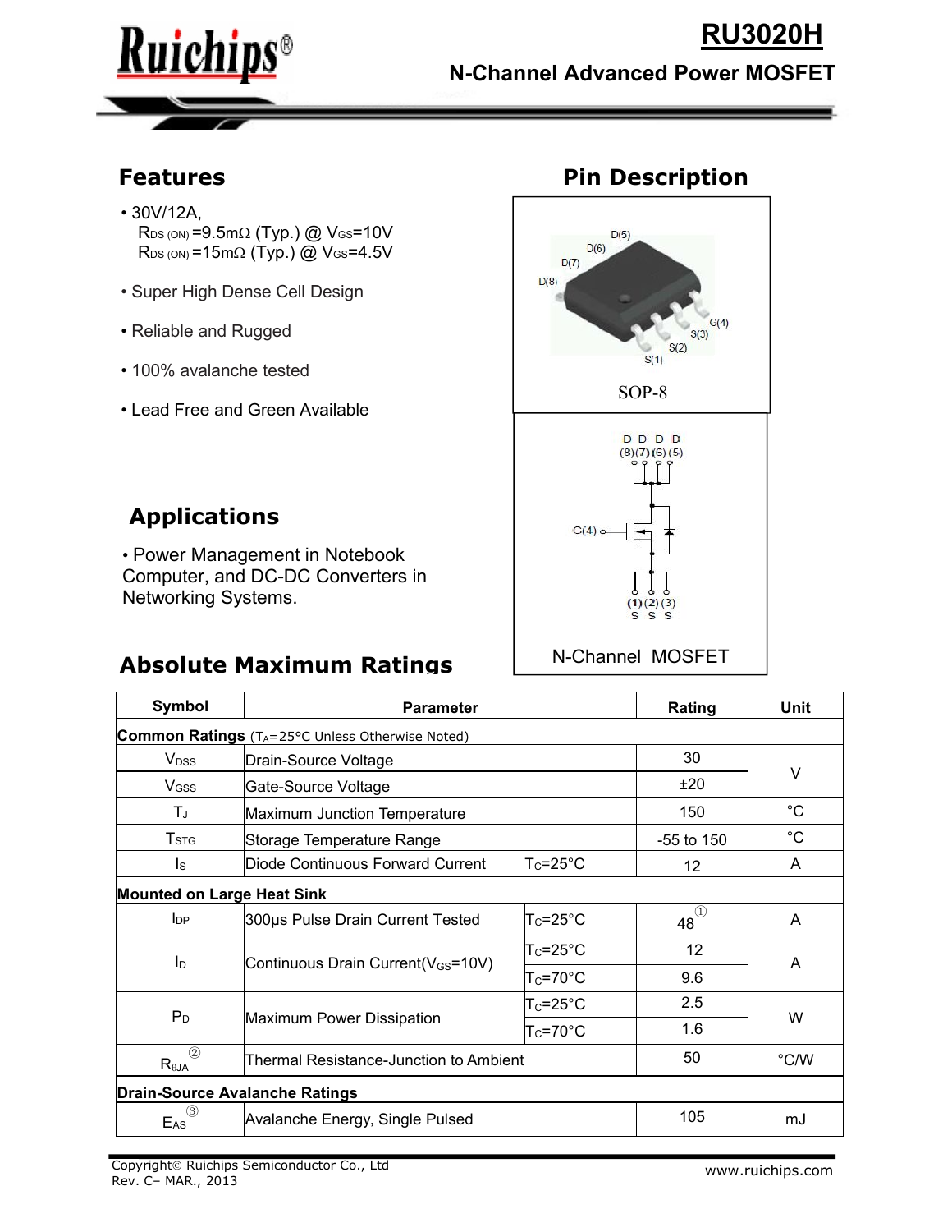# RU3020H

## N-Channel Advanced Power MOSFET

## Features

- 30V/12A,
  $R_{DS(ON)}$ =9.5mΩ (Typ.) @ $V_{GS}$=10V
  $R_{DS(ON)}$ =15mΩ (Typ.) @ $V_{GS}$=4.5V
- Super High Dense Cell Design
- Reliable and Rugged
- 100% avalanche tested
- Lead Free and Green Available

## Pin Description

D(5) D(6) D(7) D(8) G(4) S(3) S(2) S(1)

SOP-8

D D D D (8)(7)(6)(5)

G(4)

(1)(2)(3) S S S

N-Channel MOSFET

## Applications

- Power Management in Notebook Computer, and DC-DC Converters in Networking Systems.

## Absolute Maximum Ratings

| Symbol | Parameter | | Rating | Unit |
|---|---|---|---|---|
| **Common Ratings** ($T_A$=25°C Unless Otherwise Noted) | | | | |
| $V_{DSS}$ | Drain-Source Voltage | | 30 | V |
| $V_{GSS}$ | Gate-Source Voltage | | ±20 | V |
| $T_J$ | Maximum Junction Temperature | | 150 | °C |
| $T_{STG}$ | Storage Temperature Range | | -55 to 150 | °C |
| $I_S$ | Diode Continuous Forward Current | $T_C$=25°C | 12 | A |
| **Mounted on Large Heat Sink** | | | | |
| $I_{DP}$ | 300µs Pulse Drain Current Tested | $T_C$=25°C | 48 [1] | A |
| $I_D$ | Continuous Drain Current($V_{GS}$=10V) | $T_C$=25°C | 12 | A |
| | | $T_C$=70°C | 9.6 | |
| $P_D$ | Maximum Power Dissipation | $T_C$=25°C | 2.5 | W |
| | | $T_C$=70°C | 1.6 | |
| $R_{\theta JA}$ [2] | Thermal Resistance-Junction to Ambient | | 50 | °C/W |
| **Drain-Source Avalanche Ratings** | | | | |
| $E_{AS}$ [3] | Avalanche Energy, Single Pulsed | | 105 | mJ |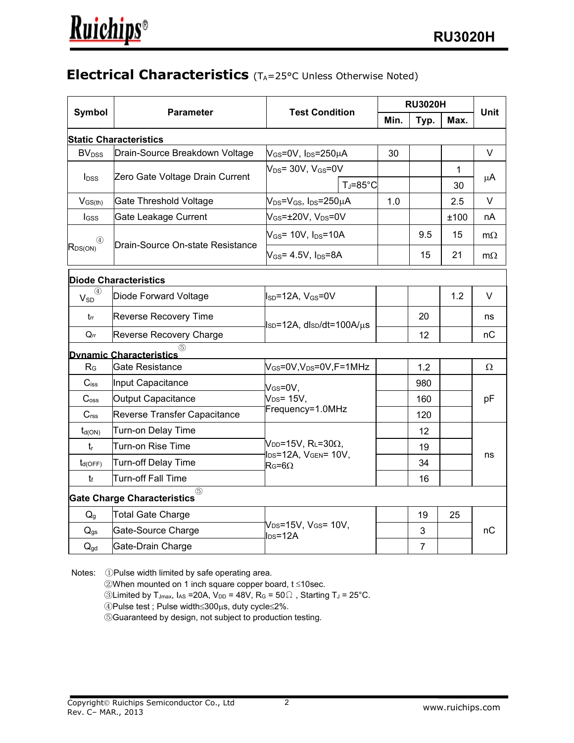## Electrical Characteristics ($T_A$=25°C Unless Otherwise Noted)

| Symbol | Parameter | Test Condition | RU3020H Min. | RU3020H Typ. | RU3020H Max. | Unit |
|---|---|---|---|---|---|---|
| **Static Characteristics** | | | | | | |
| $BV_{DSS}$ | Drain-Source Breakdown Voltage | $V_{GS}$=0V, $I_{DS}$=250μA | 30 | | | V |
| $I_{DSS}$ | Zero Gate Voltage Drain Current | $V_{DS}$= 30V, $V_{GS}$=0V | | | 1 | μA |
| | | $T_J$=85°C | | | 30 | μA |
| $V_{GS(th)}$ | Gate Threshold Voltage | $V_{DS}$=$V_{GS}$, $I_{DS}$=250μA | 1.0 | | 2.5 | V |
| $I_{GSS}$ | Gate Leakage Current | $V_{GS}$=±20V, $V_{DS}$=0V | | | ±100 | nA |
| $R_{DS(ON)}$ ④ | Drain-Source On-state Resistance | $V_{GS}$= 10V, $I_{DS}$=10A | | 9.5 | 15 | mΩ |
| | | $V_{GS}$= 4.5V, $I_{DS}$=8A | | 15 | 21 | mΩ |
| **Diode Characteristics** | | | | | | |
| $V_{SD}$ ④ | Diode Forward Voltage | $I_{SD}$=12A, $V_{GS}$=0V | | | 1.2 | V |
| $t_{rr}$ | Reverse Recovery Time | $I_{SD}$=12A, $dI_{SD}/dt$=100A/μs | | 20 | | ns |
| $Q_{rr}$ | Reverse Recovery Charge | | | 12 | | nC |
| **Dynamic Characteristics** ⑤ | | | | | | |
| $R_G$ | Gate Resistance | $V_{GS}$=0V,$V_{DS}$=0V,F=1MHz | | 1.2 | | Ω |
| $C_{iss}$ | Input Capacitance | $V_{GS}$=0V, $V_{DS}$= 15V, Frequency=1.0MHz | | 980 | | pF |
| $C_{oss}$ | Output Capacitance | | | 160 | | pF |
| $C_{rss}$ | Reverse Transfer Capacitance | | | 120 | | pF |
| $t_{d(ON)}$ | Turn-on Delay Time | $V_{DD}$=15V, $R_L$=30Ω, $I_{DS}$=12A, $V_{GEN}$= 10V, $R_G$=6Ω | | 12 | | ns |
| $t_r$ | Turn-on Rise Time | | | 19 | | ns |
| $t_{d(OFF)}$ | Turn-off Delay Time | | | 34 | | ns |
| $t_f$ | Turn-off Fall Time | | | 16 | | ns |
| **Gate Charge Characteristics** ⑤ | | | | | | |
| $Q_g$ | Total Gate Charge | $V_{DS}$=15V, $V_{GS}$= 10V, $I_{DS}$=12A | | 19 | 25 | nC |
| $Q_{gs}$ | Gate-Source Charge | | | 3 | | nC |
| $Q_{gd}$ | Gate-Drain Charge | | | 7 | | nC |

Notes:
①Pulse width limited by safe operating area.
②When mounted on 1 inch square copper board, t ≤10sec.
③Limited by $T_{Jmax}$, $I_{AS}$ =20A, $V_{DD}$ = 48V, $R_G$ = 50Ω , Starting $T_J$ = 25°C.
④Pulse test ; Pulse width≤300μs, duty cycle≤2%.
⑤Guaranteed by design, not subject to production testing.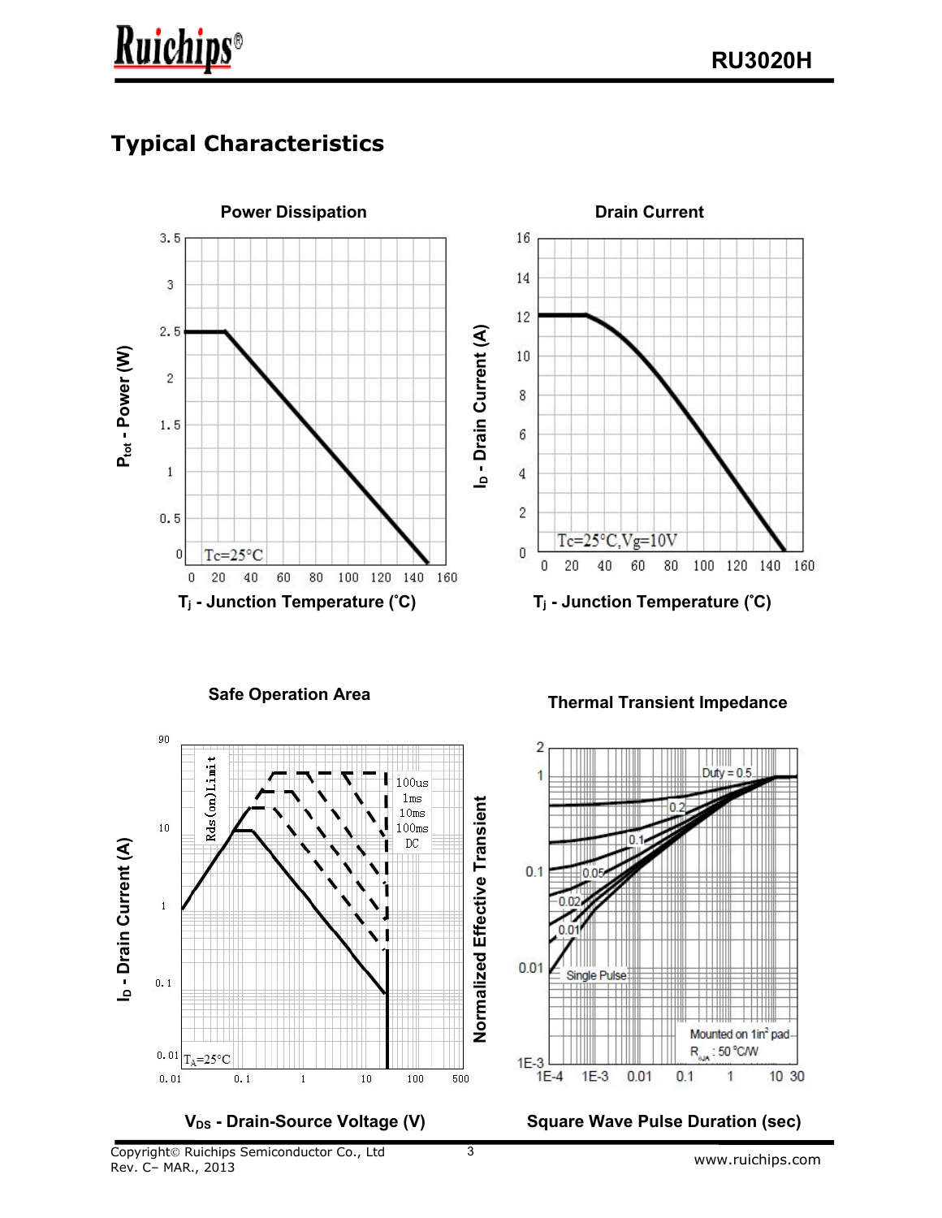## Typical Characteristics

**Power Discipation**

$P_{tot}$ - Power (W)

Tc=25°C

$T_j$ - Junction Temperature (˚C)

**Drain Current**

$I_D$ - Drain Current (A)

Tc=25°C,Vg=10V

$T_j$ - Junction Temperature (˚C)

**Safe Operation Area**

$I_D$ - Drain Current (A)

Rds(on)Limit

100us
1ms
10ms
100ms
DC

$T_A$=25°C

$V_{DS}$ - Drain-Source Voltage (V)

**Thermal Transient Impedance**

Normalized Effective Transient

Duty = 0.5
0.2
0.1
0.05
0.02
0.01
Single Pulse

Mounted on 1in² pad
$R_{\theta JA}$ : 50 °C/W

Square Wave Pulse Duration (sec)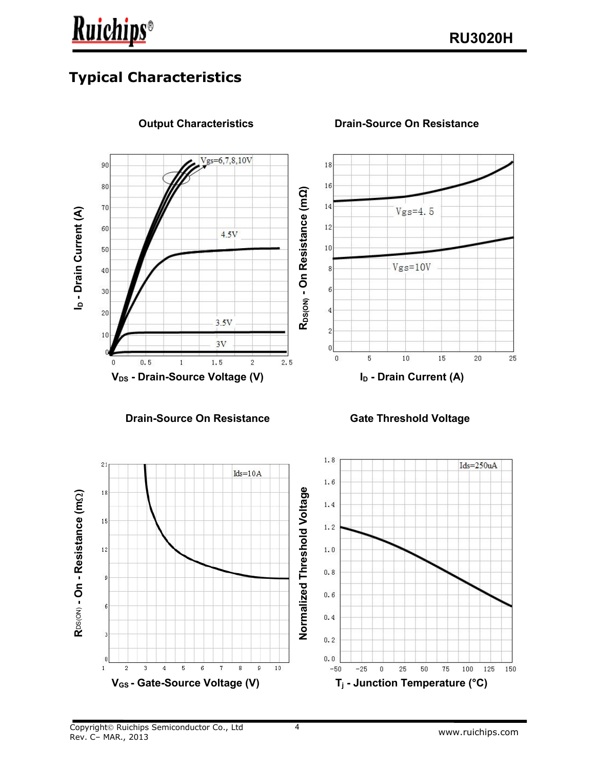## Typical Characteristics

**Output Characteristics**

Vgs=6,7,8,10V

4.5V

3.5V

3V

$I_D$ - Drain Current (A)

$V_{DS}$ - Drain-Source Voltage (V)

**Drain-Source On Resistance**

Vgs=4.5

Vgs=10V

$R_{DS(ON)}$ - On Resistance (mΩ)

$I_D$ - Drain Current (A)

**Drain-Source On Resistance**

Ids=10A

$R_{DS(ON)}$ - On - Resistance (mΩ)

$V_{GS}$ - Gate-Source Voltage (V)

**Gate Threshold Voltage**

Ids=250uA

Normalized Threshold Voltage

$T_j$ - Junction Temperature (°C)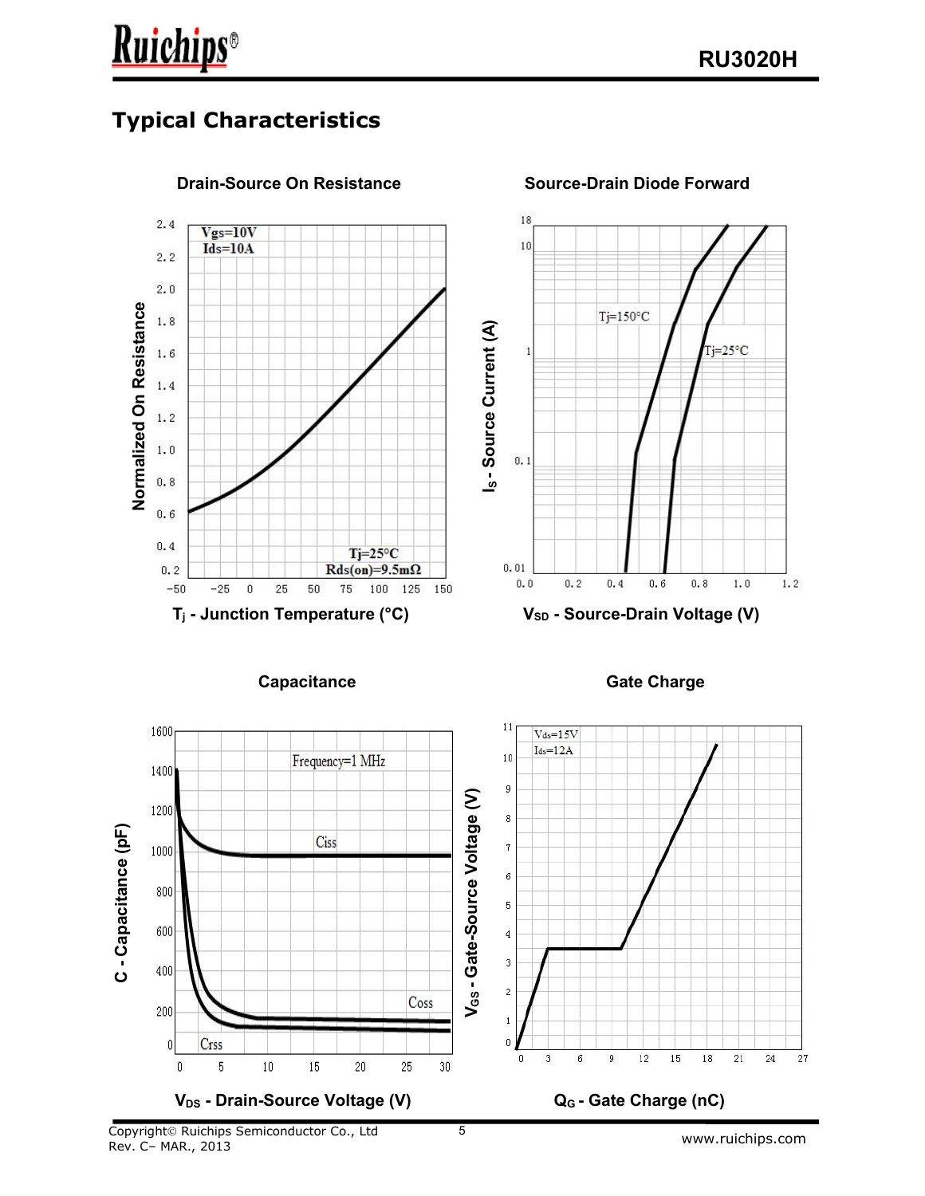## Typical Characteristics

**Drain-Source On Resistance**

Vgs=10V
Ids=10A

Tj=25°C
Rds(on)=9.5mΩ

Normalized On Resistance

$T_j$ - Junction Temperature (°C)

**Source-Drain Diode Forward**

Tj=150°C

Tj=25°C

$I_S$ - Source Current (A)

$V_{SD}$ - Source-Drain Voltage (V)

**Capacitance**

Frequency=1 MHz

Ciss

Coss

Crss

C - Capacitance (pF)

$V_{DS}$ - Drain-Source Voltage (V)

**Gate Charge**

Vds=15V
Ids=12A

$V_{GS}$ - Gate-Source Voltage (V)

$Q_G$ - Gate Charge (nC)

Copyright© Ruichips Semiconductor Co., Ltd
Rev. C– MAR., 2013

www.ruichips.com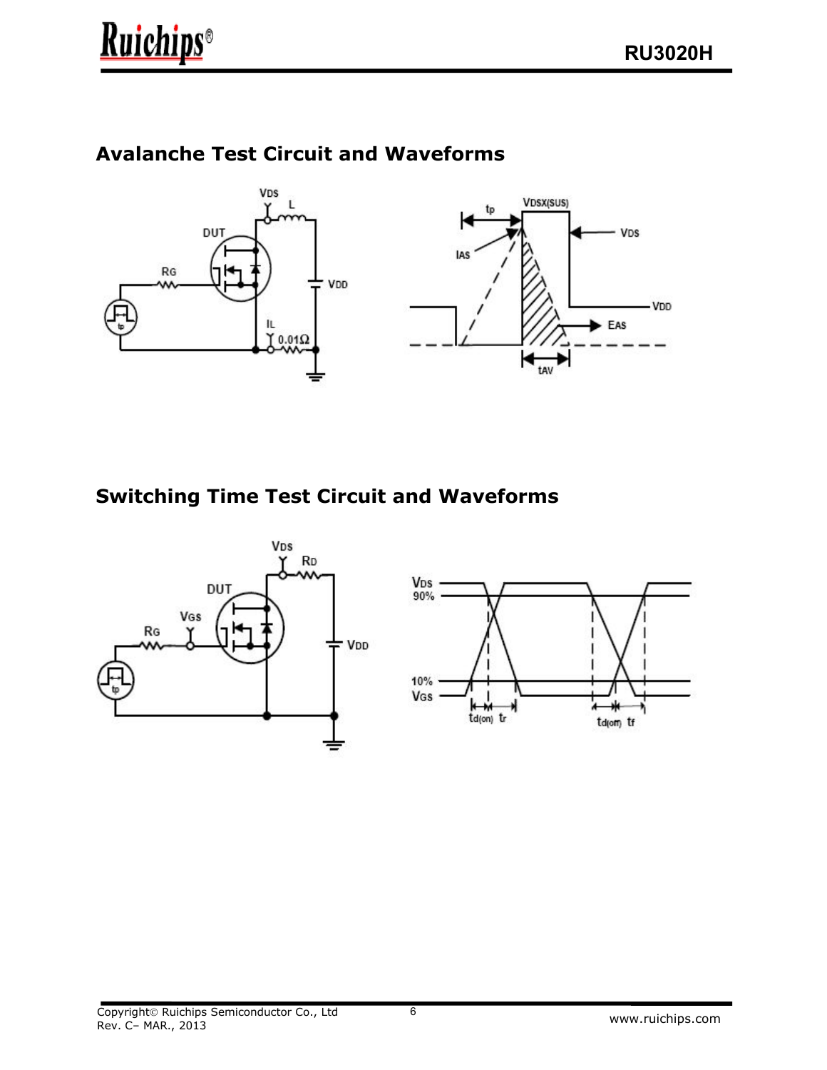## Avalanche Test Circuit and Waveforms

## Switching Time Test Circuit and Waveforms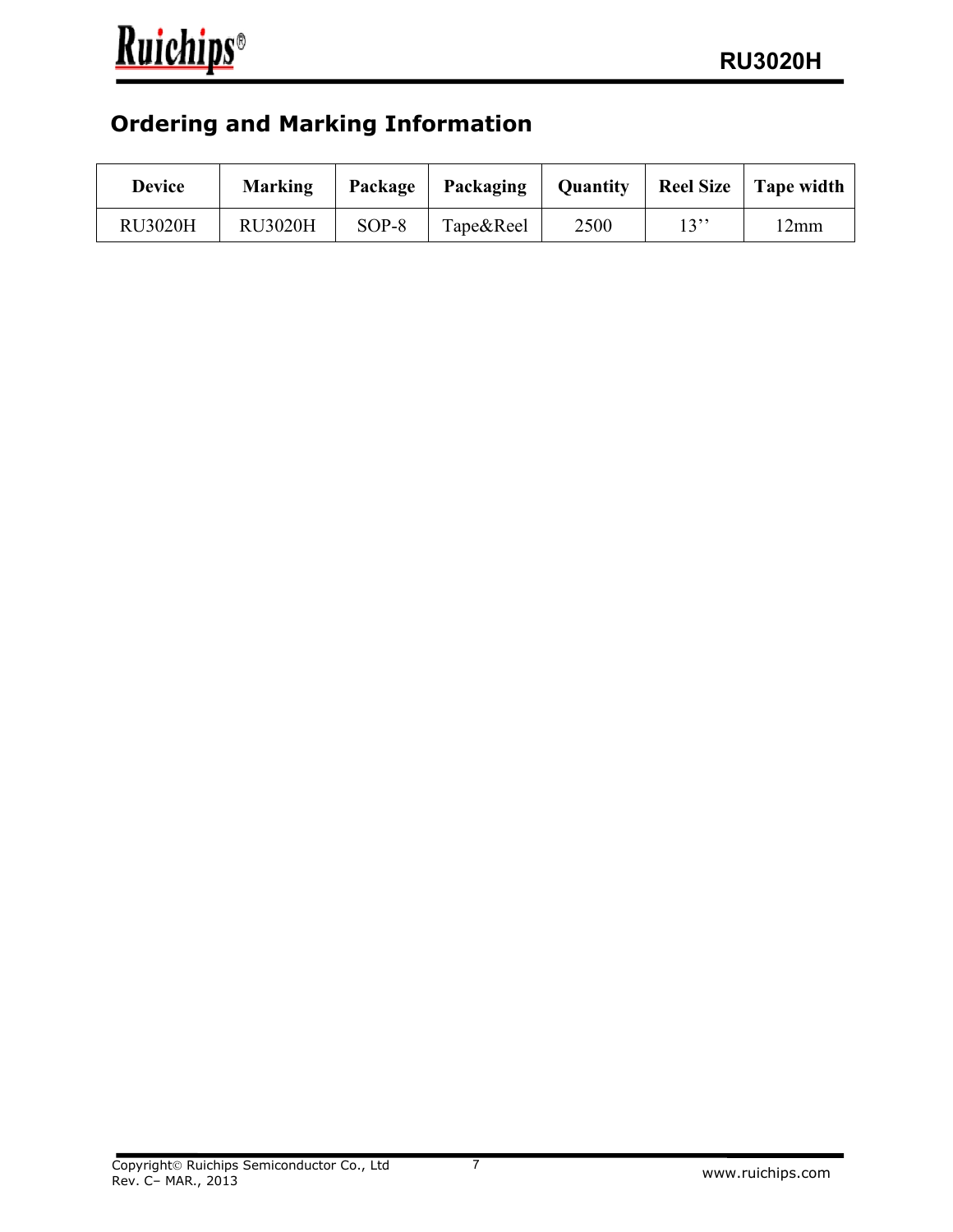## Ordering and Marking Information

| Device | Marking | Package | Packaging | Quantity | Reel Size | Tape width |
|---|---|---|---|---|---|---|
| RU3020H | RU3020H | SOP-8 | Tape&Reel | 2500 | 13’’ | 12mm |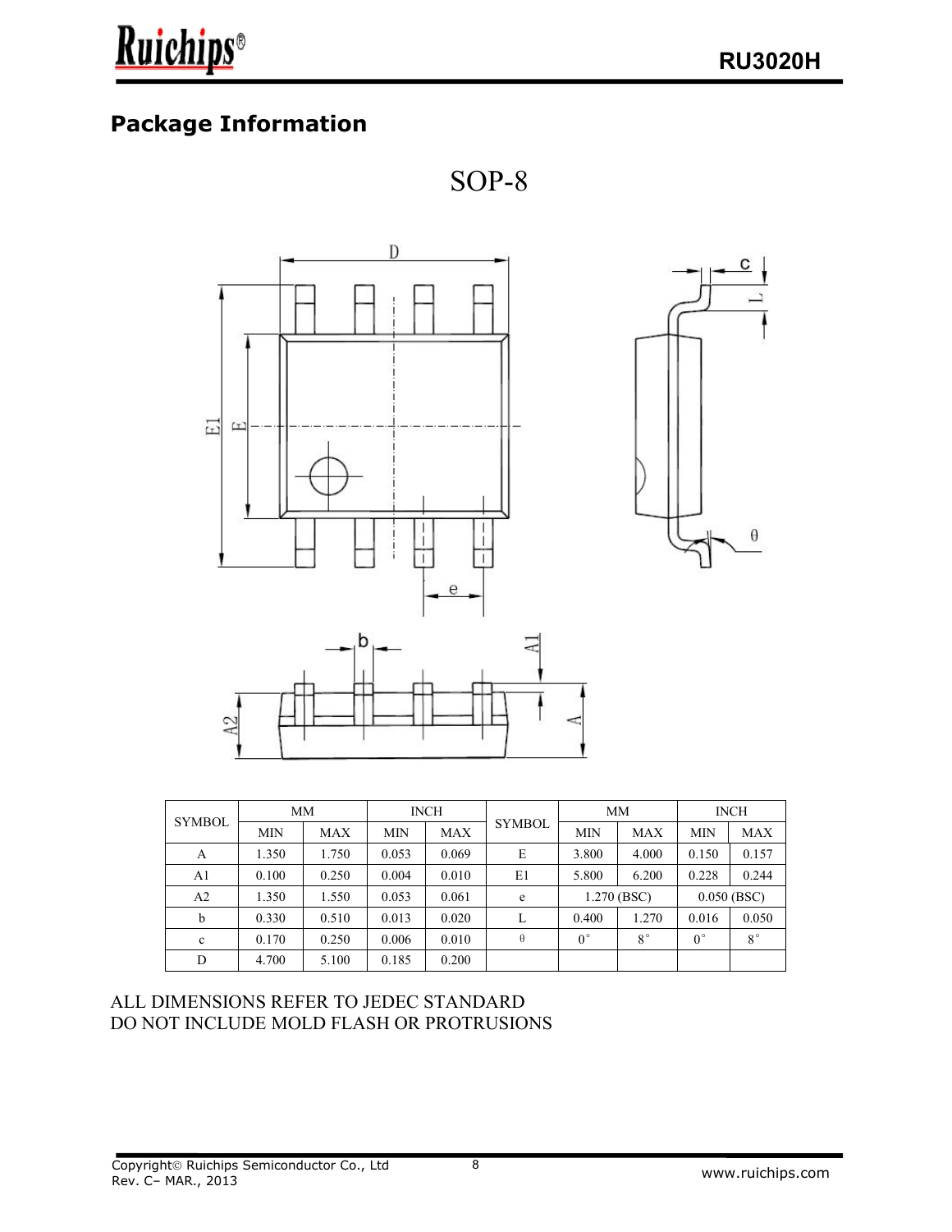## Package Information

SOP-8

| SYMBOL | MM | | INCH | | SYMBOL | MM | | INCH | |
|---|---|---|---|---|---|---|---|---|---|
| | MIN | MAX | MIN | MAX | | MIN | MAX | MIN | MAX |
| A | 1.350 | 1.750 | 0.053 | 0.069 | E | 3.800 | 4.000 | 0.150 | 0.157 |
| A1 | 0.100 | 0.250 | 0.004 | 0.010 | E1 | 5.800 | 6.200 | 0.228 | 0.244 |
| A2 | 1.350 | 1.550 | 0.053 | 0.061 | e | 1.270 (BSC) | | 0.050 (BSC) | |
| b | 0.330 | 0.510 | 0.013 | 0.020 | L | 0.400 | 1.270 | 0.016 | 0.050 |
| c | 0.170 | 0.250 | 0.006 | 0.010 | θ | 0° | 8° | 0° | 8° |
| D | 4.700 | 5.100 | 0.185 | 0.200 | | | | | |

ALL DIMENSIONS REFER TO JEDEC STANDARD
DO NOT INCLUDE MOLD FLASH OR PROTRUSIONS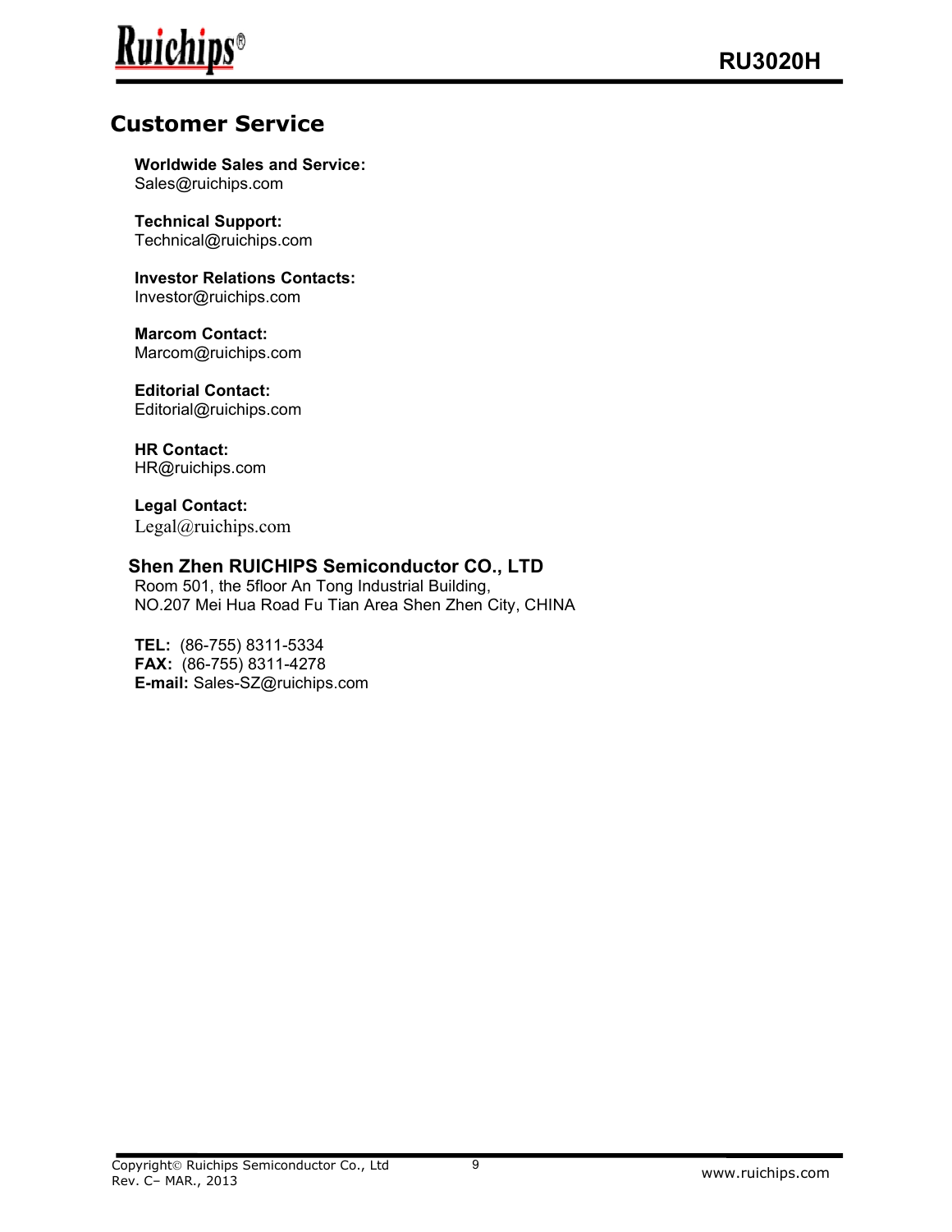## Customer Service

**Worldwide Sales and Service:**
Sales@ruichips.com

**Technical Support:**
Technical@ruichips.com

**Investor Relations Contacts:**
Investor@ruichips.com

**Marcom Contact:**
Marcom@ruichips.com

**Editorial Contact:**
Editorial@ruichips.com

**HR Contact:**
HR@ruichips.com

**Legal Contact:**
Legal@ruichips.com

**Shen Zhen RUICHIPS Semiconductor CO., LTD**
Room 501, the 5floor An Tong Industrial Building,
NO.207 Mei Hua Road Fu Tian Area Shen Zhen City, CHINA

**TEL:** (86-755) 8311-5334
**FAX:** (86-755) 8311-4278
**E-mail:** Sales-SZ@ruichips.com